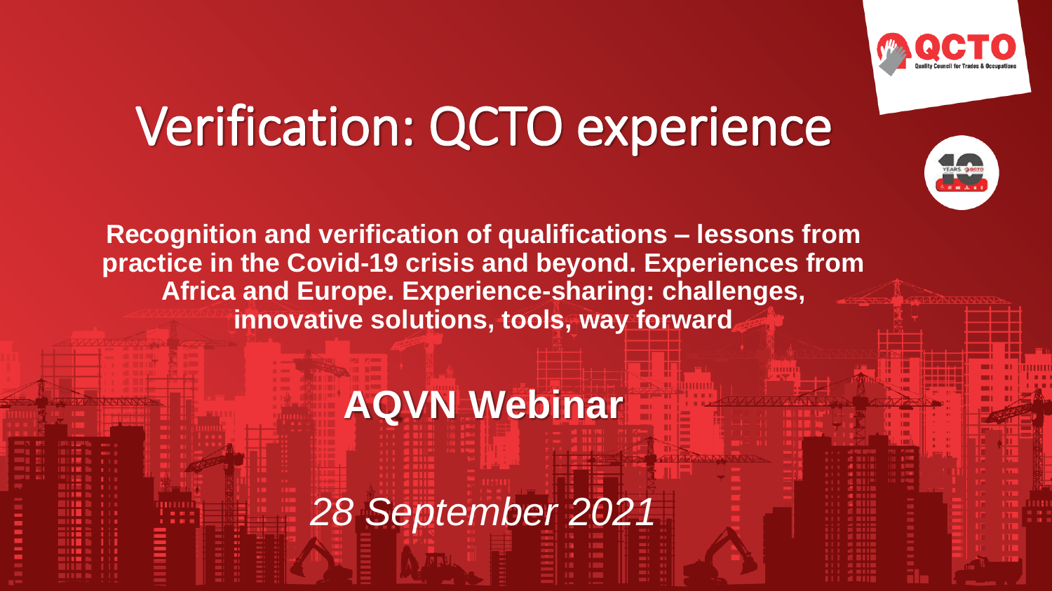# Verification: QCTO experience

**Recognition and verification of qualifications – lessons from practice in the Covid-19 crisis and beyond. Experiences from Africa and Europe. Experience-sharing: challenges, innovative solutions, tools, way forward**

## AQVN Webinar

*28 September 2021*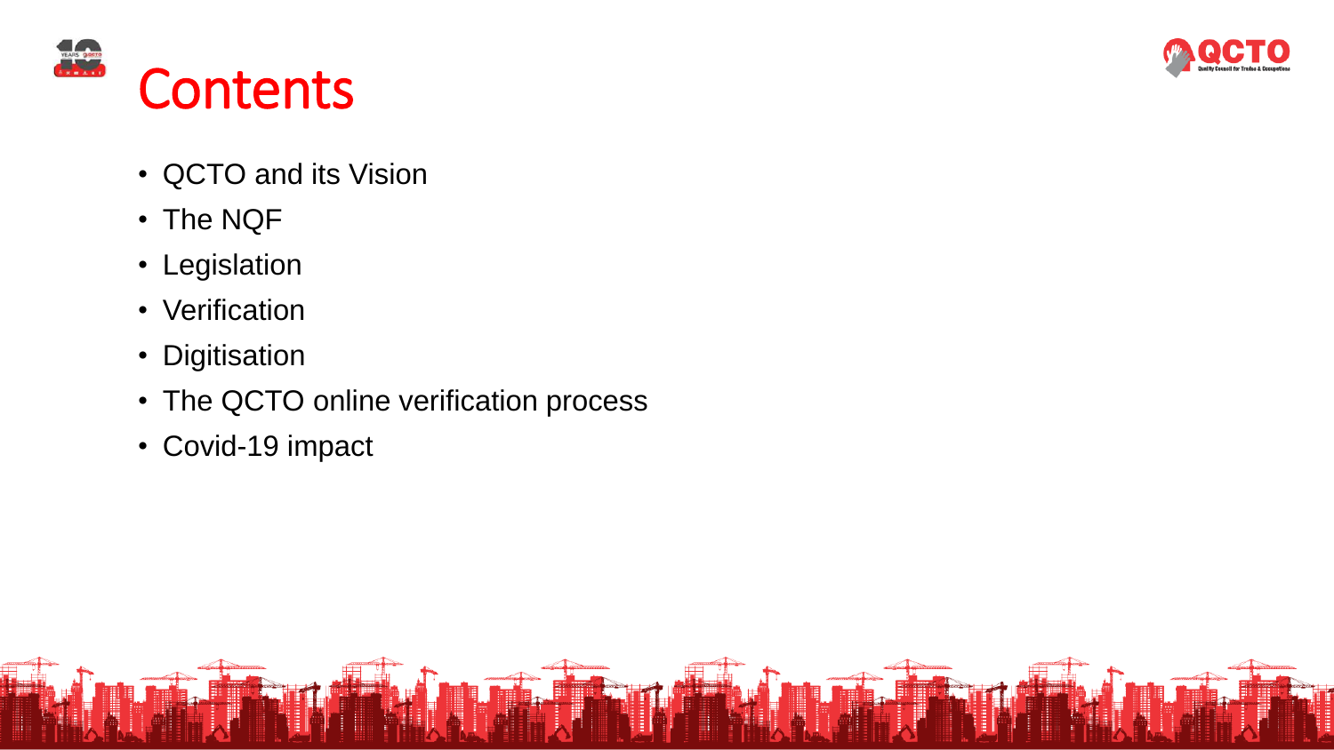# Contents

- QCTO and its Vision
- The NQF
- Legislation
- Verification
- Digitisation
- The QCTO online verification process
- Covid-19 impact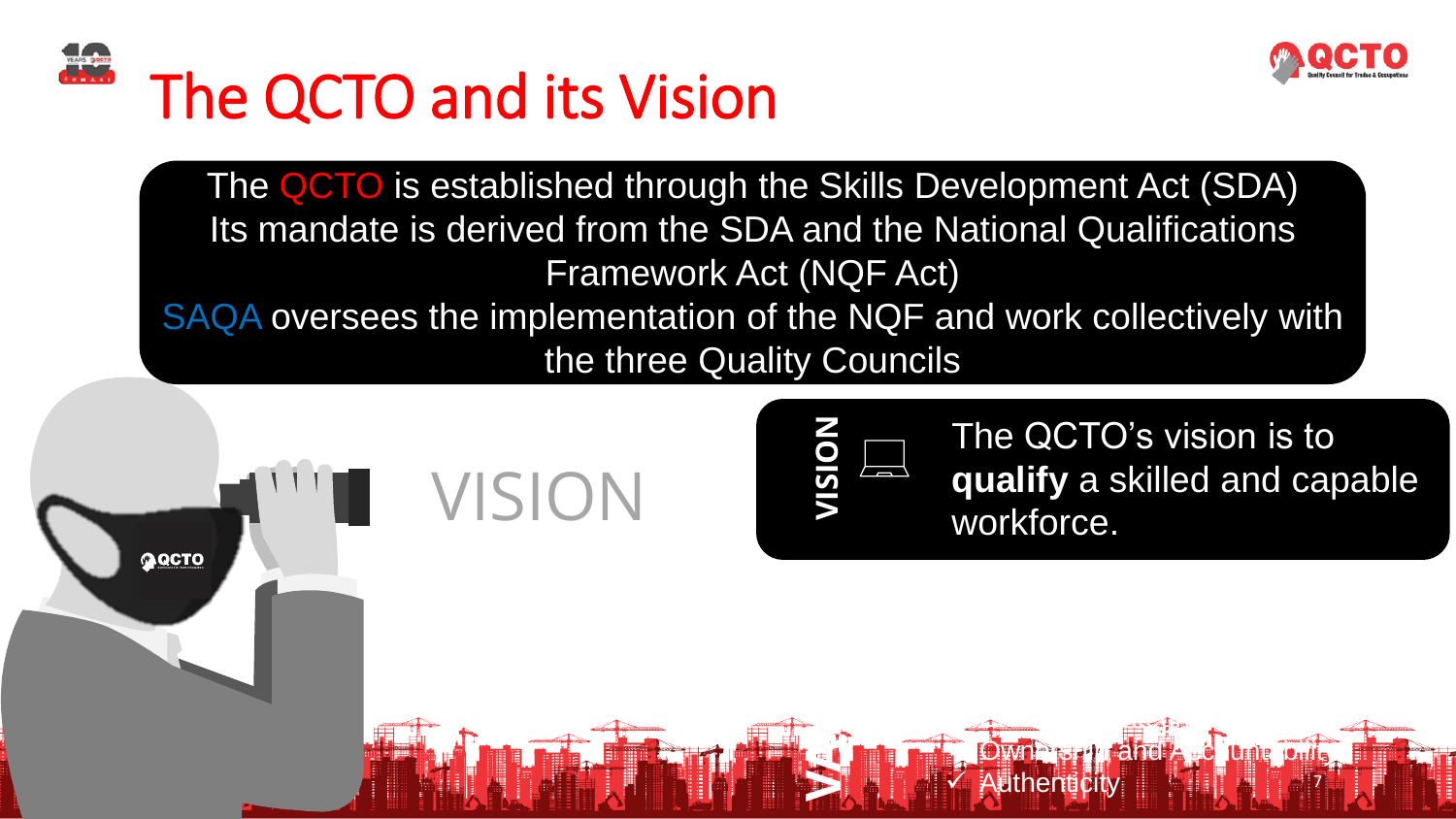# The QCTO and its Vision

The QCTO is established through the Skills Development Act (SDA)
Its mandate is derived from the SDA and the National Qualifications Framework Act (NQF Act)
SAQA oversees the implementation of the NQF and work collectively with the three Quality Councils

VISION

**VISION**

The QCTO's vision is to **qualify** a skilled and capable workforce.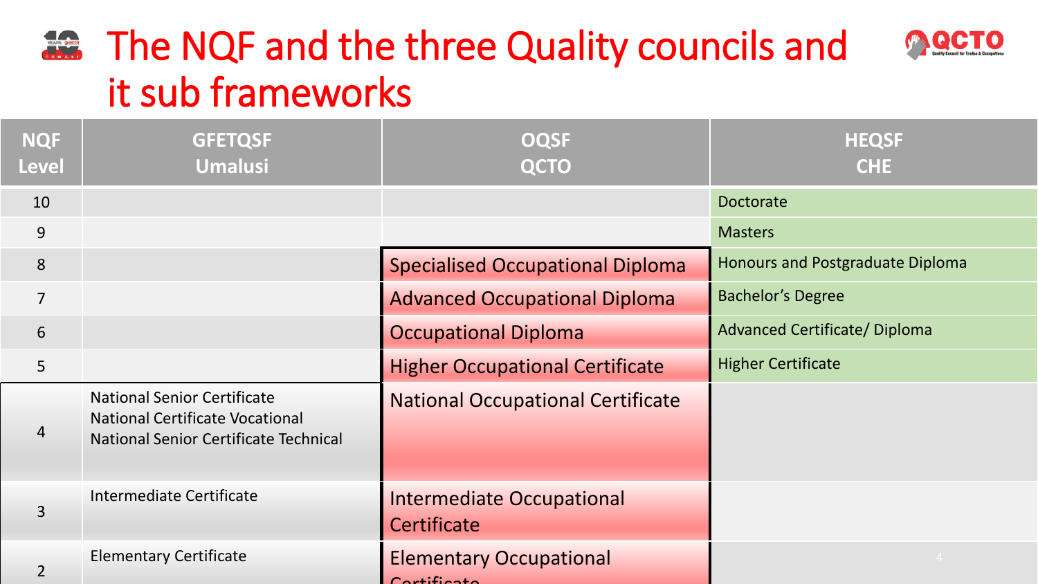# The NQF and the three Quality councils and it sub frameworks

| NQF Level | GFETQSF Umalusi | OQSF QCTO | HEQSF CHE |
|---|---|---|---|
| 10 | | | Doctorate |
| 9 | | | Masters |
| 8 | | Specialised Occupational Diploma | Honours and Postgraduate Diploma |
| 7 | | Advanced Occupational Diploma | Bachelor's Degree |
| 6 | | Occupational Diploma | Advanced Certificate/ Diploma |
| 5 | | Higher Occupational Certificate | Higher Certificate |
| 4 | National Senior Certificate<br>National Certificate Vocational<br>National Senior Certificate Technical | National Occupational Certificate | |
| 3 | Intermediate Certificate | Intermediate Occupational Certificate | |
| 2 | Elementary Certificate | Elementary Occupational Certificate | |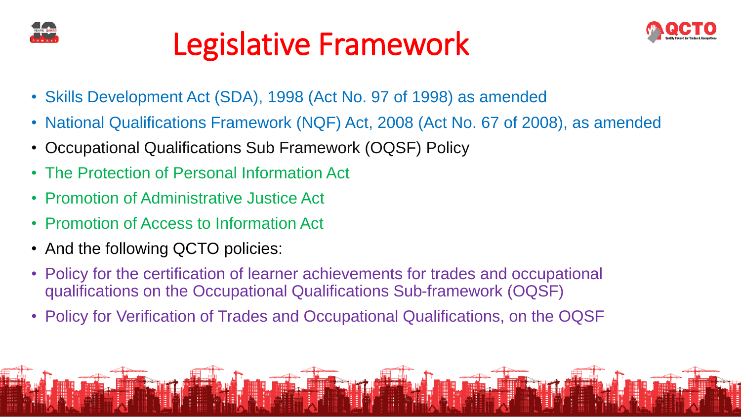# Legislative Framework

- Skills Development Act (SDA), 1998 (Act No. 97 of 1998) as amended
- National Qualifications Framework (NQF) Act, 2008 (Act No. 67 of 2008), as amended
- Occupational Qualifications Sub Framework (OQSF) Policy
- The Protection of Personal Information Act
- Promotion of Administrative Justice Act
- Promotion of Access to Information Act
- And the following QCTO policies:
- Policy for the certification of learner achievements for trades and occupational qualifications on the Occupational Qualifications Sub-framework (OQSF)
- Policy for Verification of Trades and Occupational Qualifications, on the OQSF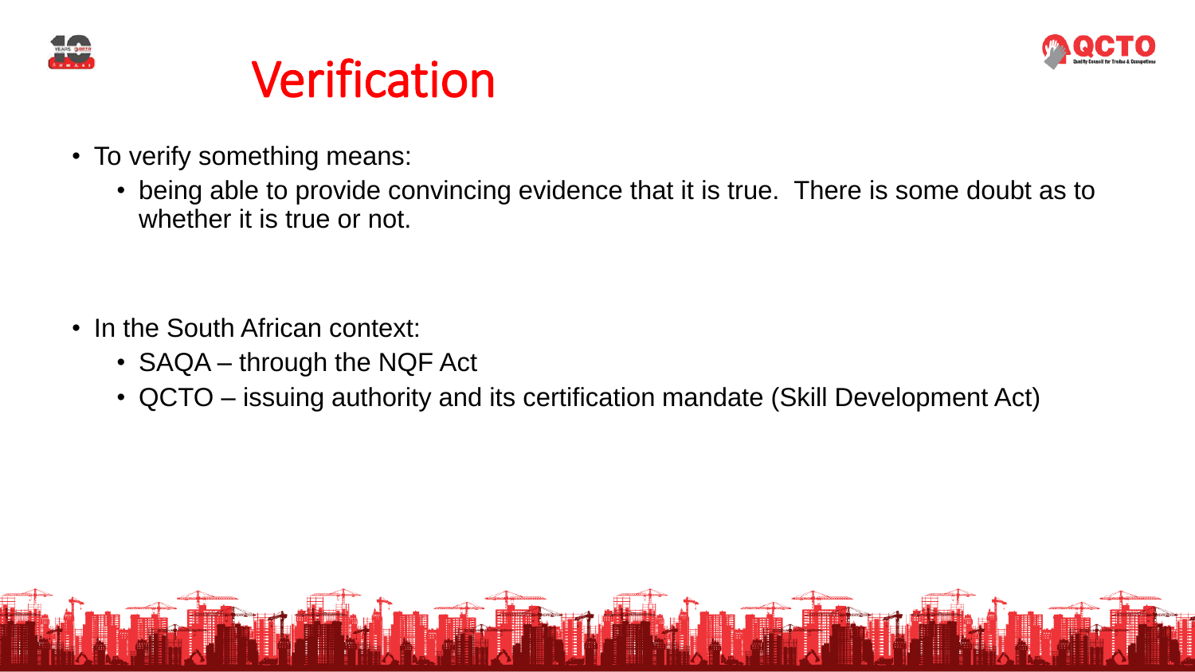# Verification

- To verify something means:
  - being able to provide convincing evidence that it is true.  There is some doubt as to whether it is true or not.

- In the South African context:
  - SAQA – through the NQF Act
  - QCTO – issuing authority and its certification mandate (Skill Development Act)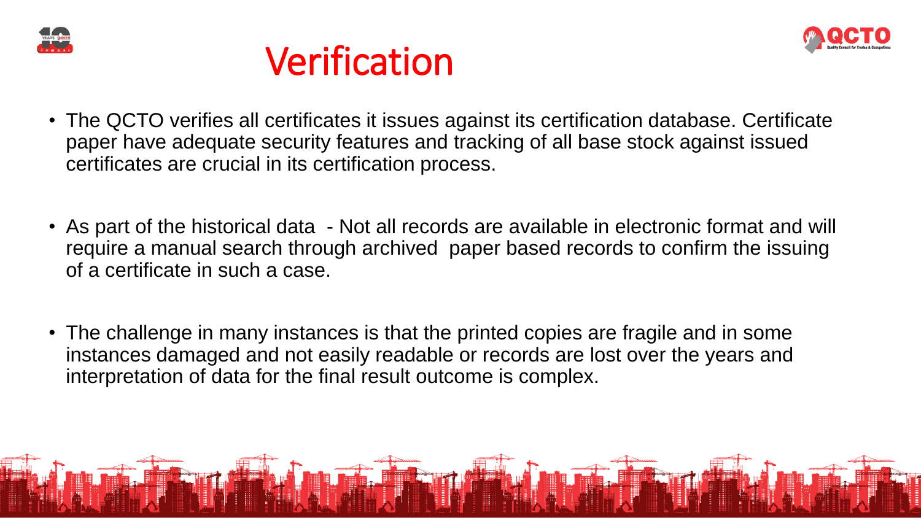# Verification

- The QCTO verifies all certificates it issues against its certification database. Certificate paper have adequate security features and tracking of all base stock against issued certificates are crucial in its certification process.

- As part of the historical data  - Not all records are available in electronic format and will require a manual search through archived  paper based records to confirm the issuing of a certificate in such a case.

- The challenge in many instances is that the printed copies are fragile and in some instances damaged and not easily readable or records are lost over the years and interpretation of data for the final result outcome is complex.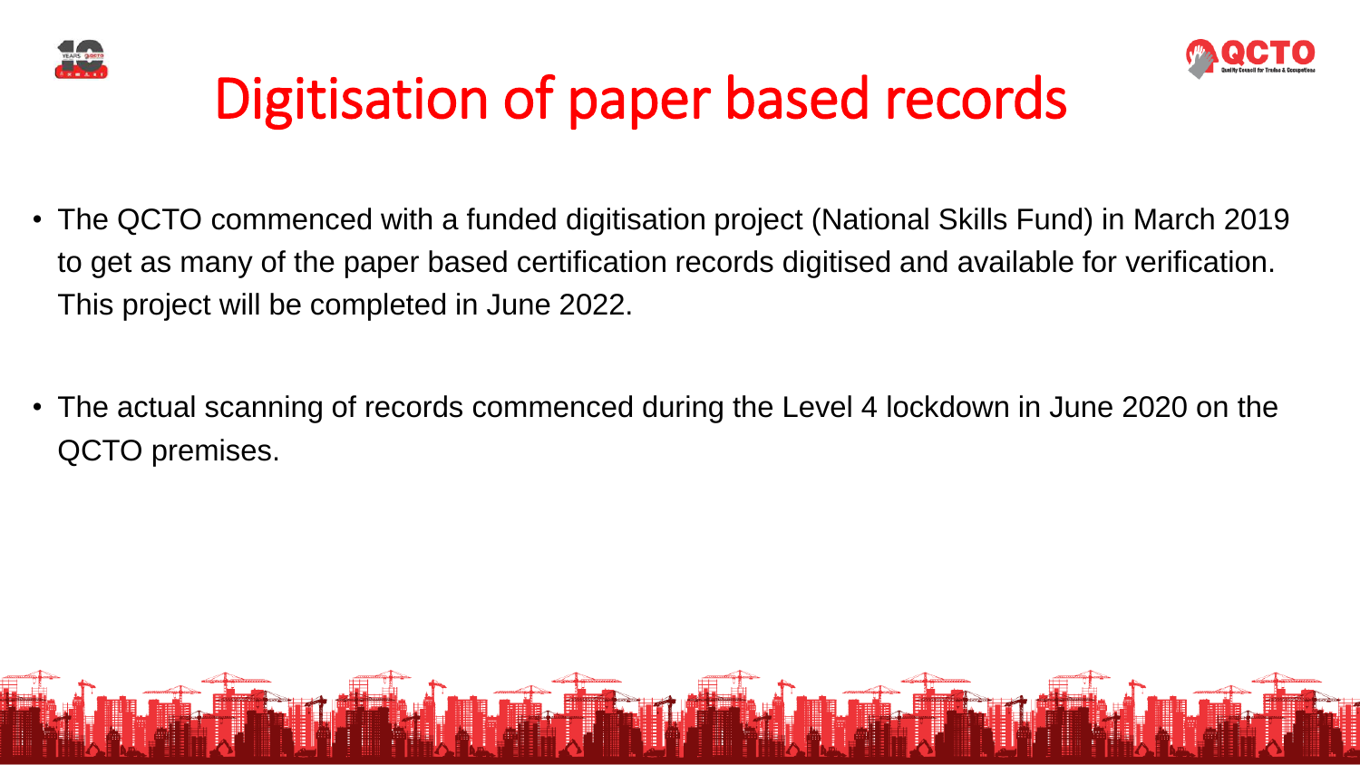# Digitisation of paper based records

- The QCTO commenced with a funded digitisation project (National Skills Fund) in March 2019 to get as many of the paper based certification records digitised and available for verification. This project will be completed in June 2022.

- The actual scanning of records commenced during the Level 4 lockdown in June 2020 on the QCTO premises.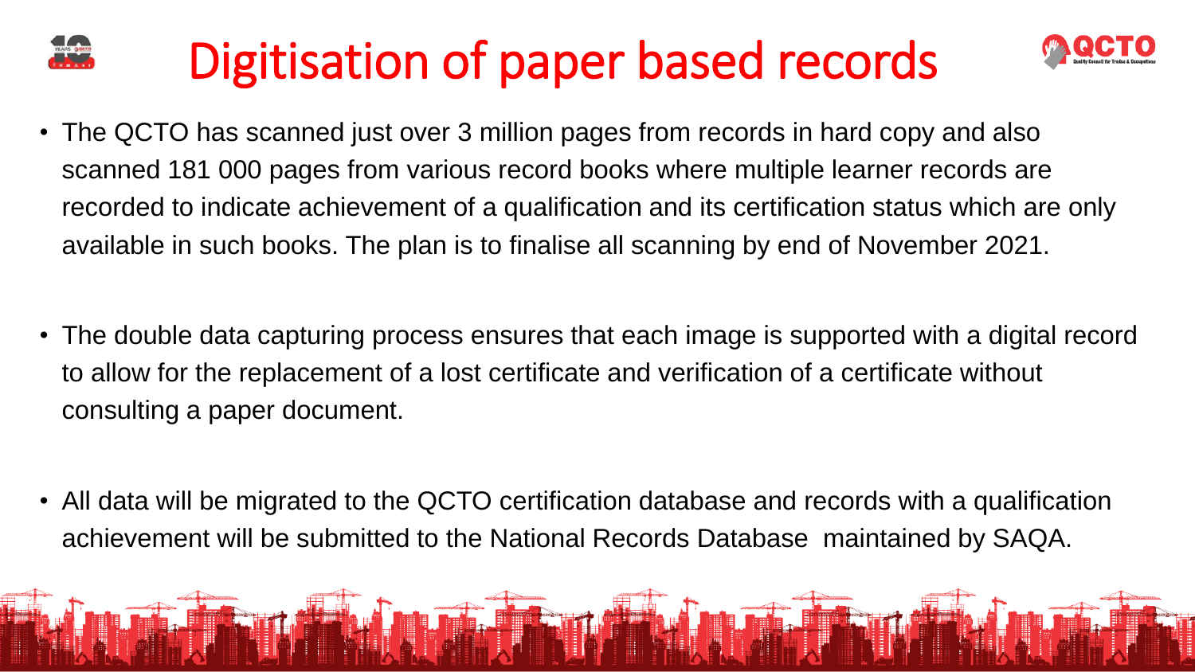# Digitisation of paper based records

- The QCTO has scanned just over 3 million pages from records in hard copy and also scanned 181 000 pages from various record books where multiple learner records are recorded to indicate achievement of a qualification and its certification status which are only available in such books. The plan is to finalise all scanning by end of November 2021.

- The double data capturing process ensures that each image is supported with a digital record to allow for the replacement of a lost certificate and verification of a certificate without consulting a paper document.

- All data will be migrated to the QCTO certification database and records with a qualification achievement will be submitted to the National Records Database maintained by SAQA.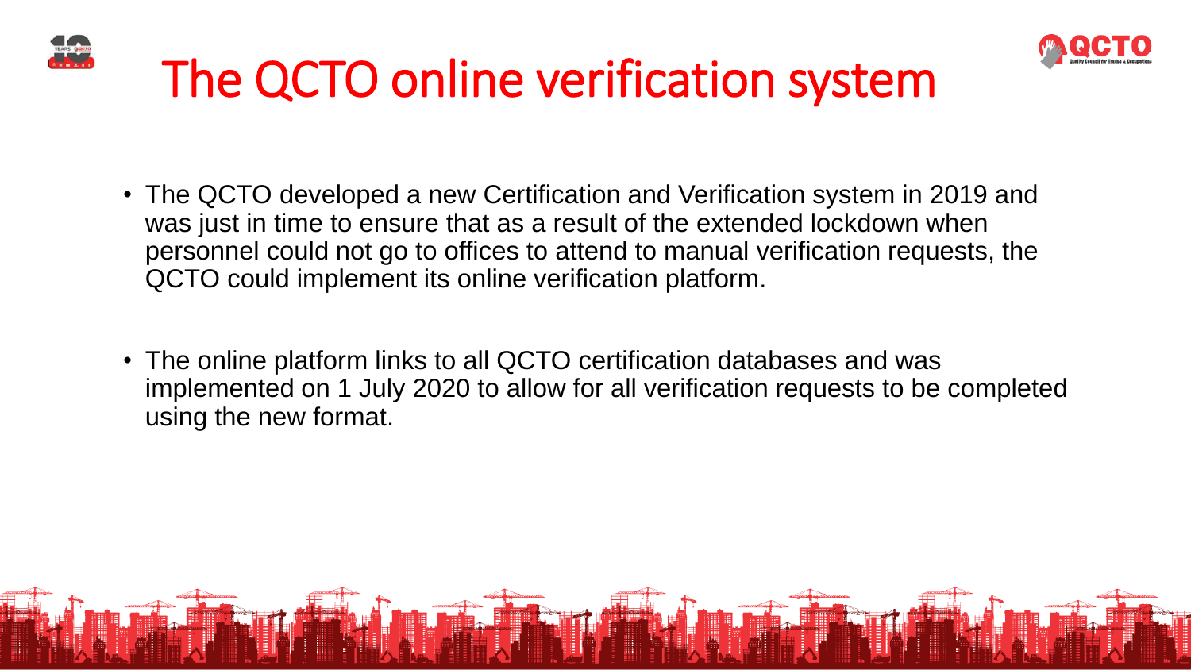# The QCTO online verification system

- The QCTO developed a new Certification and Verification system in 2019 and was just in time to ensure that as a result of the extended lockdown when personnel could not go to offices to attend to manual verification requests, the QCTO could implement its online verification platform.

- The online platform links to all QCTO certification databases and was implemented on 1 July 2020 to allow for all verification requests to be completed using the new format.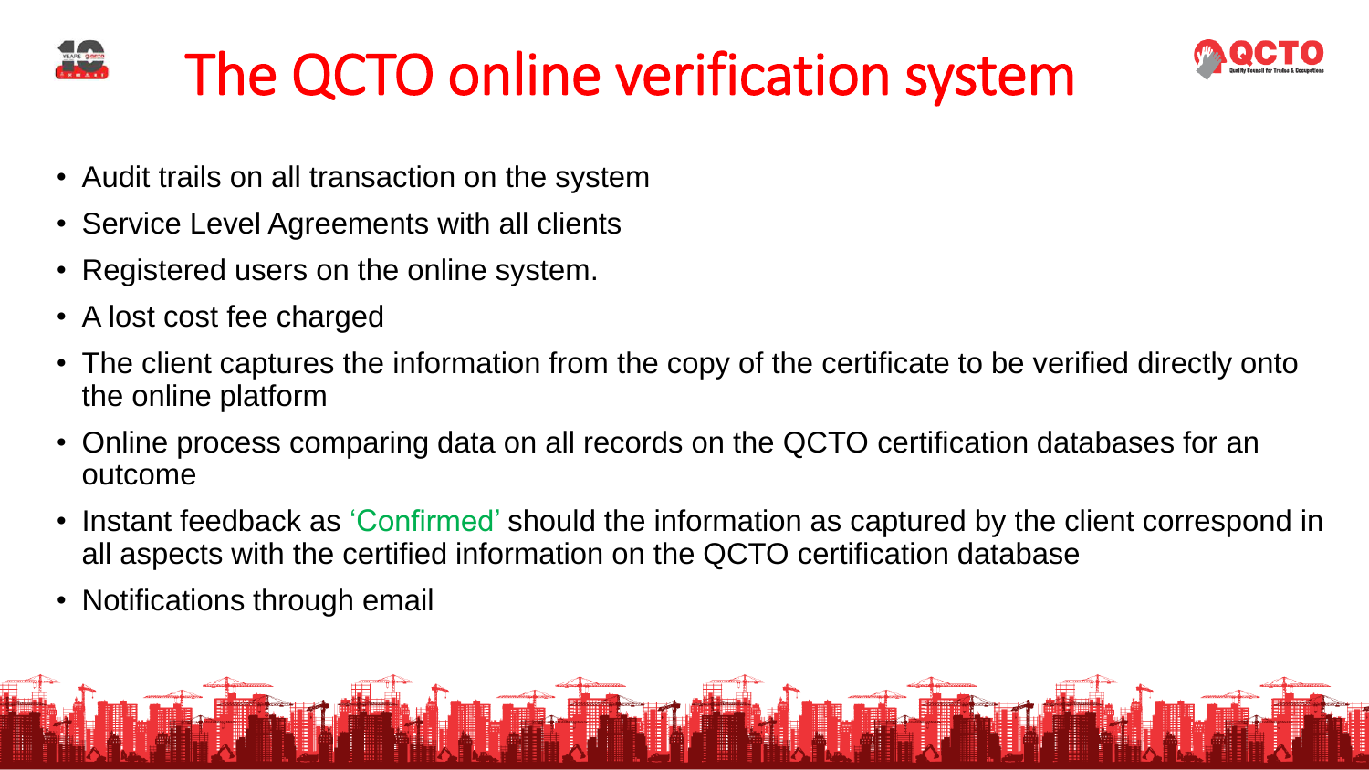# The QCTO online verification system

- Audit trails on all transaction on the system
- Service Level Agreements with all clients
- Registered users on the online system.
- A lost cost fee charged
- The client captures the information from the copy of the certificate to be verified directly onto the online platform
- Online process comparing data on all records on the QCTO certification databases for an outcome
- Instant feedback as 'Confirmed' should the information as captured by the client correspond in all aspects with the certified information on the QCTO certification database
- Notifications through email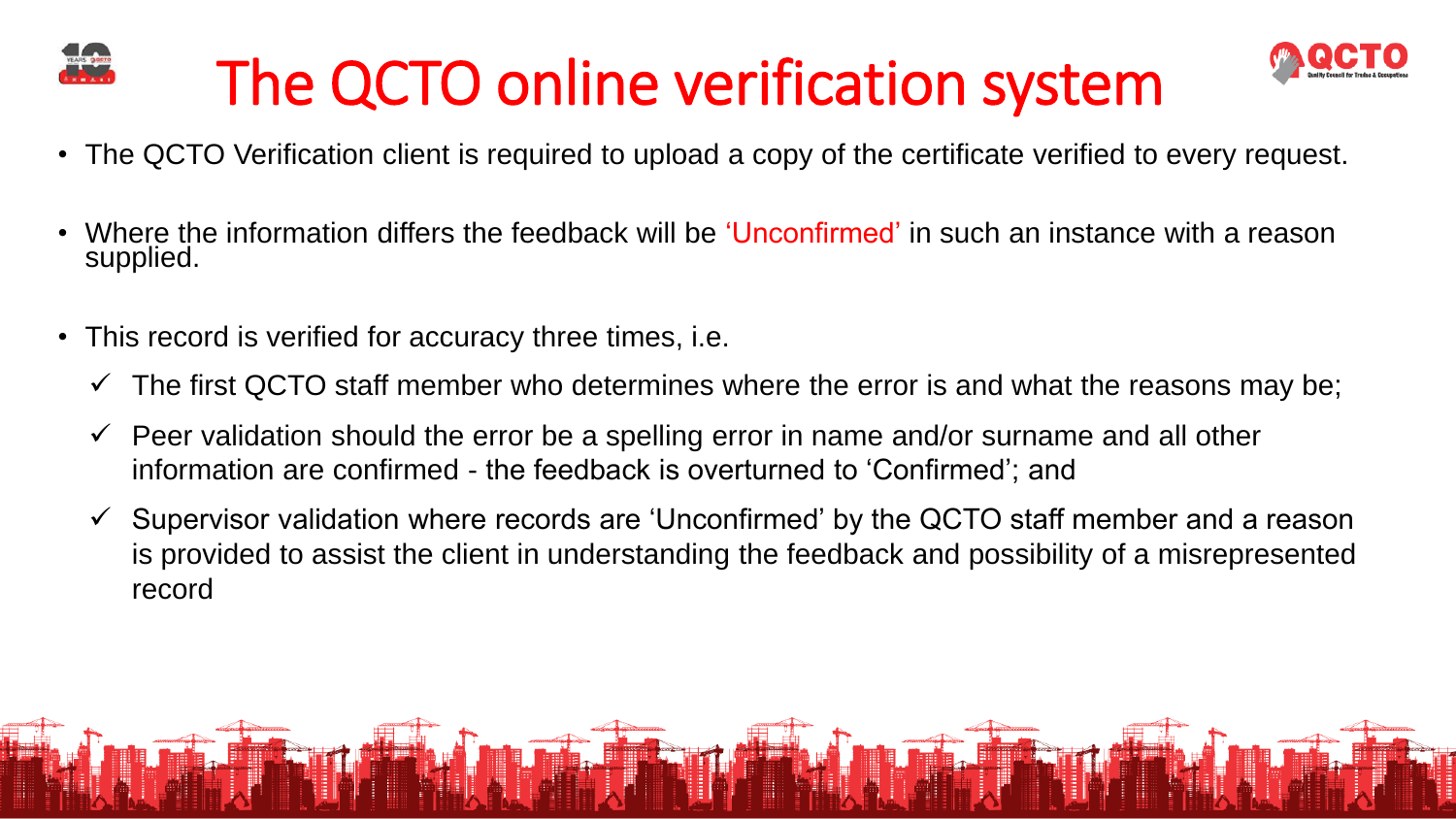# The QCTO online verification system

- The QCTO Verification client is required to upload a copy of the certificate verified to every request.
- Where the information differs the feedback will be 'Unconfirmed' in such an instance with a reason supplied.
- This record is verified for accuracy three times, i.e.
  - ✓ The first QCTO staff member who determines where the error is and what the reasons may be;
  - ✓ Peer validation should the error be a spelling error in name and/or surname and all other information are confirmed - the feedback is overturned to 'Confirmed'; and
  - ✓ Supervisor validation where records are 'Unconfirmed' by the QCTO staff member and a reason is provided to assist the client in understanding the feedback and possibility of a misrepresented record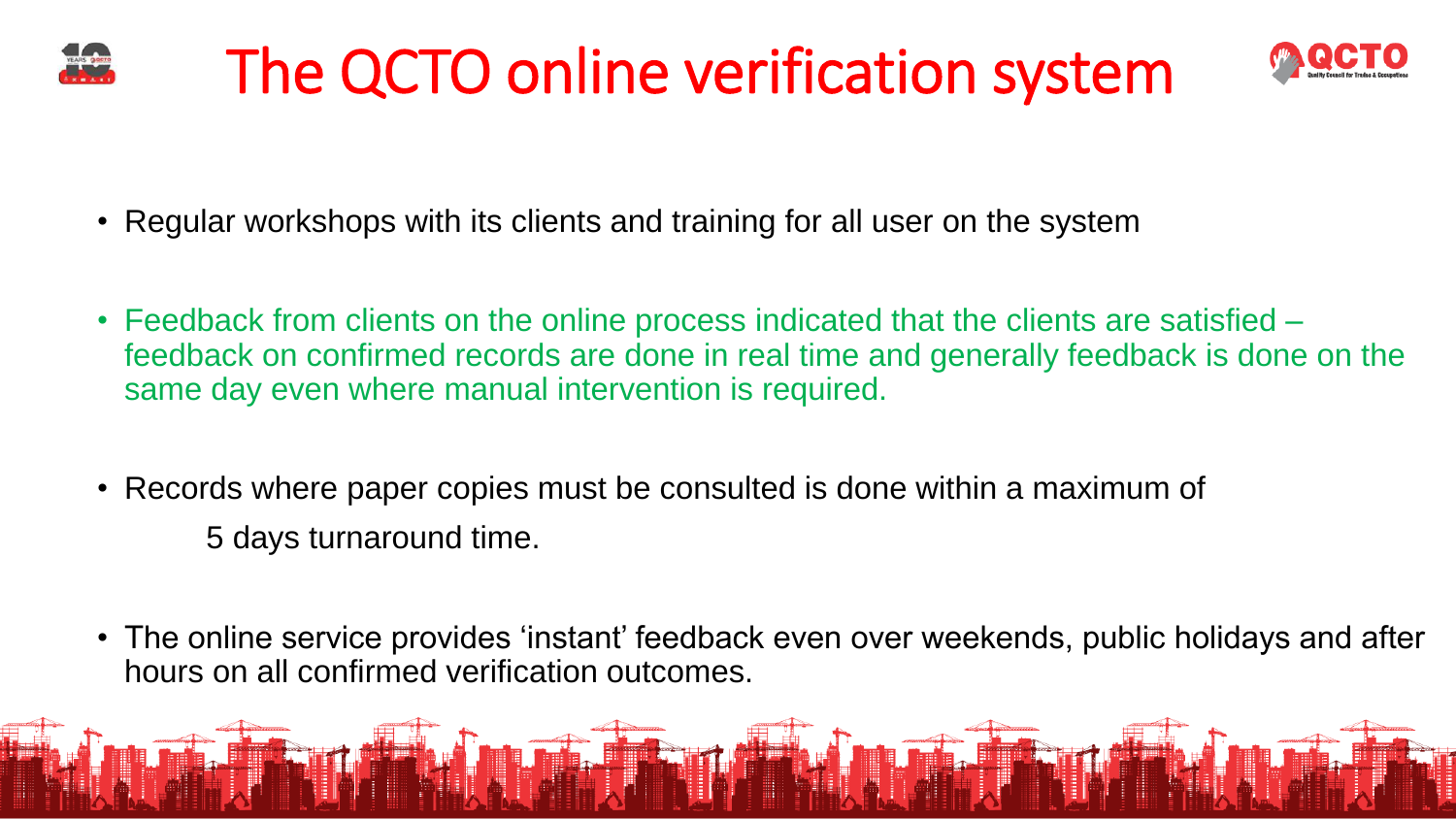# The QCTO online verification system

- Regular workshops with its clients and training for all user on the system

- Feedback from clients on the online process indicated that the clients are satisfied – feedback on confirmed records are done in real time and generally feedback is done on the same day even where manual intervention is required.

- Records where paper copies must be consulted is done within a maximum of 5 days turnaround time.

- The online service provides 'instant' feedback even over weekends, public holidays and after hours on all confirmed verification outcomes.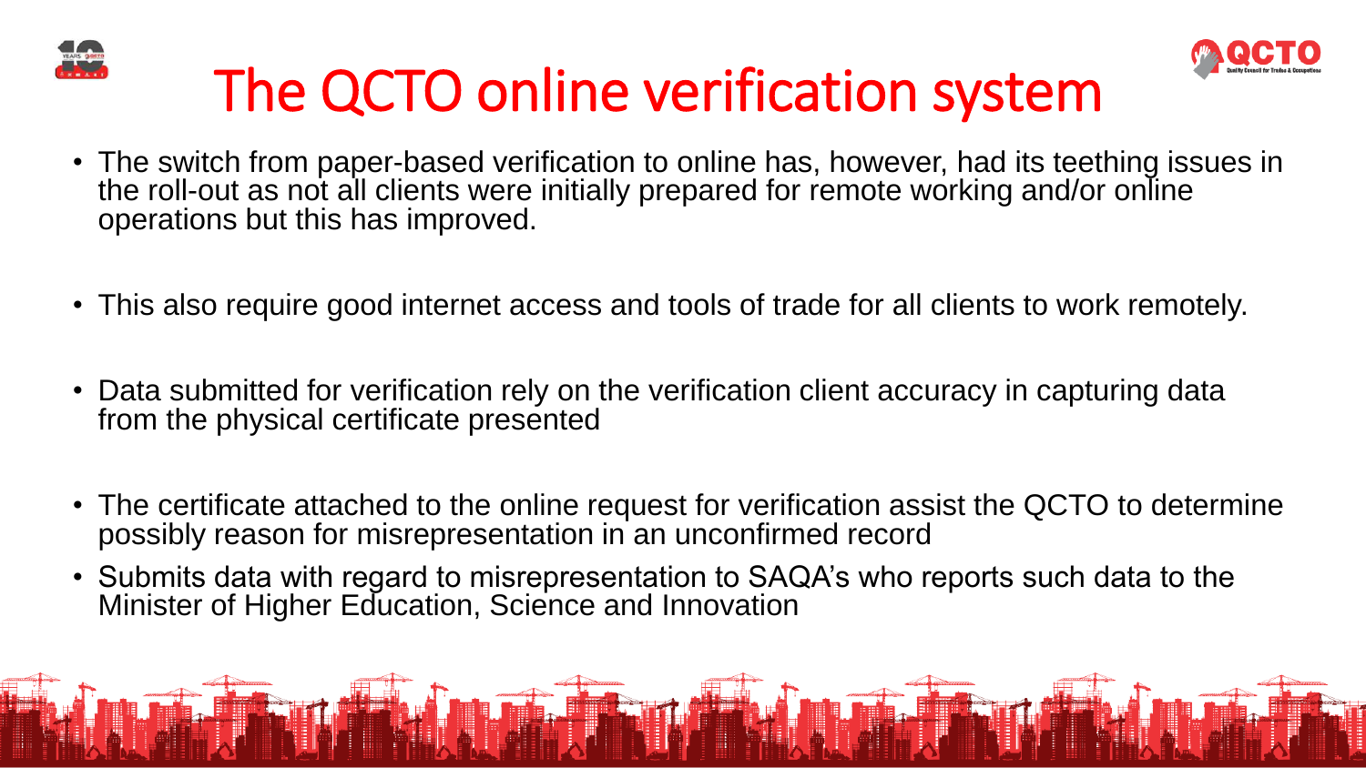# The QCTO online verification system

- The switch from paper-based verification to online has, however, had its teething issues in the roll-out as not all clients were initially prepared for remote working and/or online operations but this has improved.
- This also require good internet access and tools of trade for all clients to work remotely.
- Data submitted for verification rely on the verification client accuracy in capturing data from the physical certificate presented
- The certificate attached to the online request for verification assist the QCTO to determine possibly reason for misrepresentation in an unconfirmed record
- Submits data with regard to misrepresentation to SAQA's who reports such data to the Minister of Higher Education, Science and Innovation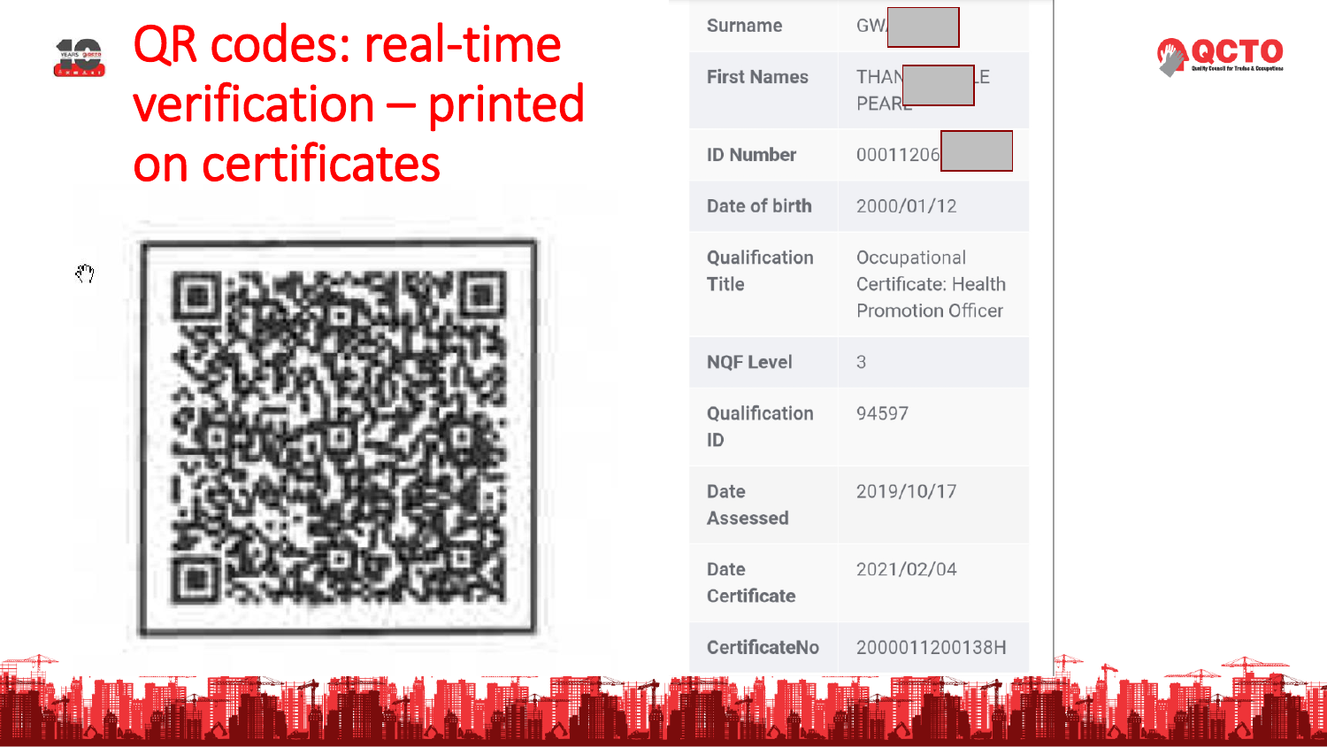# QR codes: real-time verification – printed on certificates

| Field | Value |
|---|---|
| Surname | GW |
| First Names | THAN LE PEAR |
| ID Number | 00011206 |
| Date of birth | 2000/01/12 |
| Qualification Title | Occupational Certificate: Health Promotion Officer |
| NQF Level | 3 |
| Qualification ID | 94597 |
| Date Assessed | 2019/10/17 |
| Date Certificate | 2021/02/04 |
| CertificateNo | 200001120013​8H |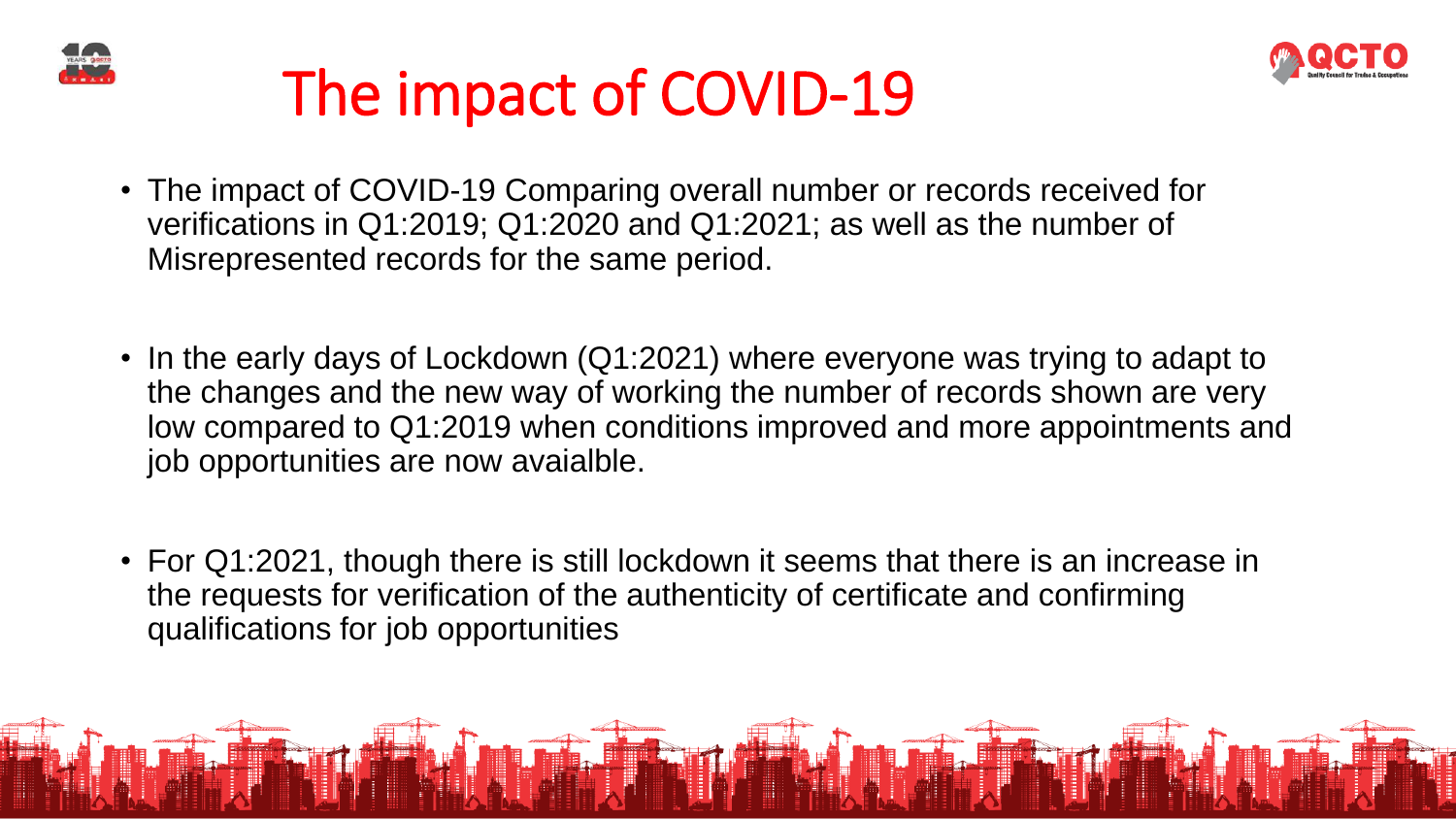# The impact of COVID-19

- The impact of COVID-19 Comparing overall number or records received for verifications in Q1:2019; Q1:2020 and Q1:2021; as well as the number of Misrepresented records for the same period.

- In the early days of Lockdown (Q1:2021) where everyone was trying to adapt to the changes and the new way of working the number of records shown are very low compared to Q1:2019 when conditions improved and more appointments and job opportunities are now avaialble.

- For Q1:2021, though there is still lockdown it seems that there is an increase in the requests for verification of the authenticity of certificate and confirming qualifications for job opportunities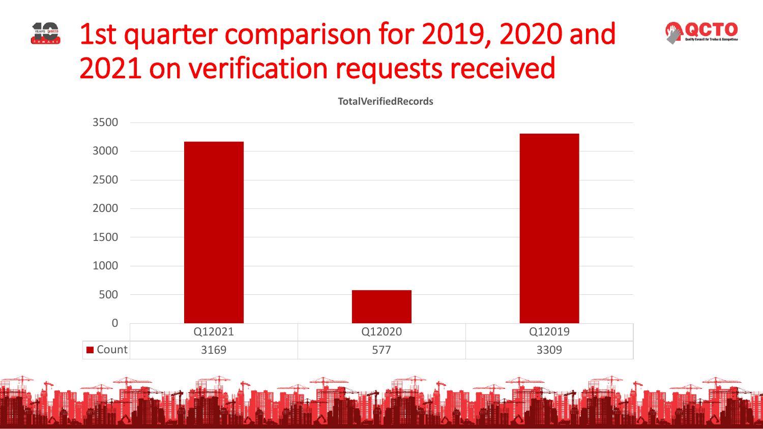# 1st quarter comparison for 2019, 2020 and 2021 on verification requests received

**TotalVerifiedRecords**

| | Q12021 | Q12020 | Q12019 |
|---|---|---|---|
| Count | 3169 | 577 | 3309 |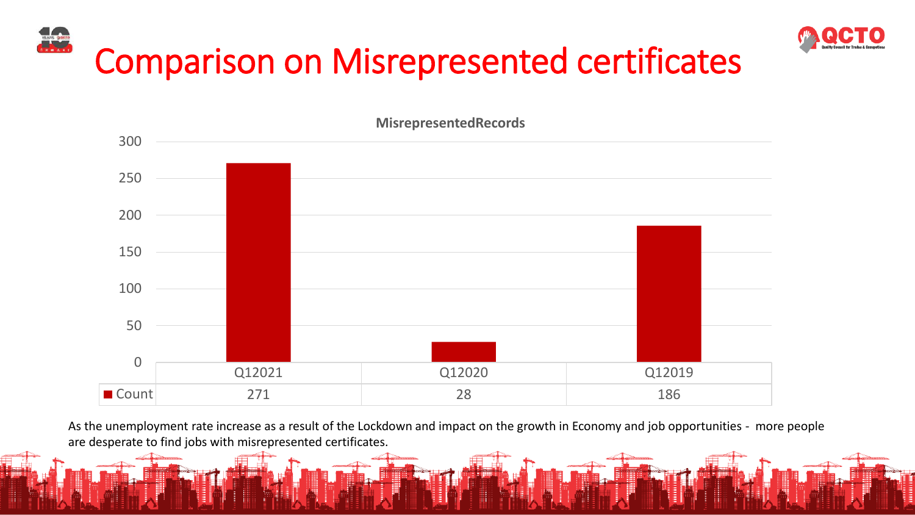# Comparison on Misrepresented certificates

**MisrepresentedRecords**

| | Q12021 | Q12020 | Q12019 |
|---|---|---|---|
| Count | 271 | 28 | 186 |

As the unemployment rate increase as a result of the Lockdown and impact on the growth in Economy and job opportunities - more people are desperate to find jobs with misrepresented certificates.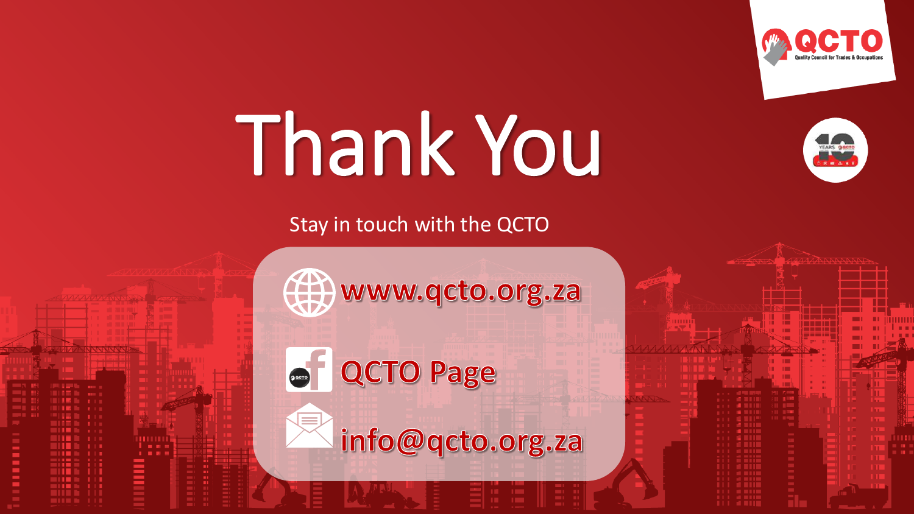# Thank You

Stay in touch with the QCTO

www.qcto.org.za

QCTO Page

info@qcto.org.za